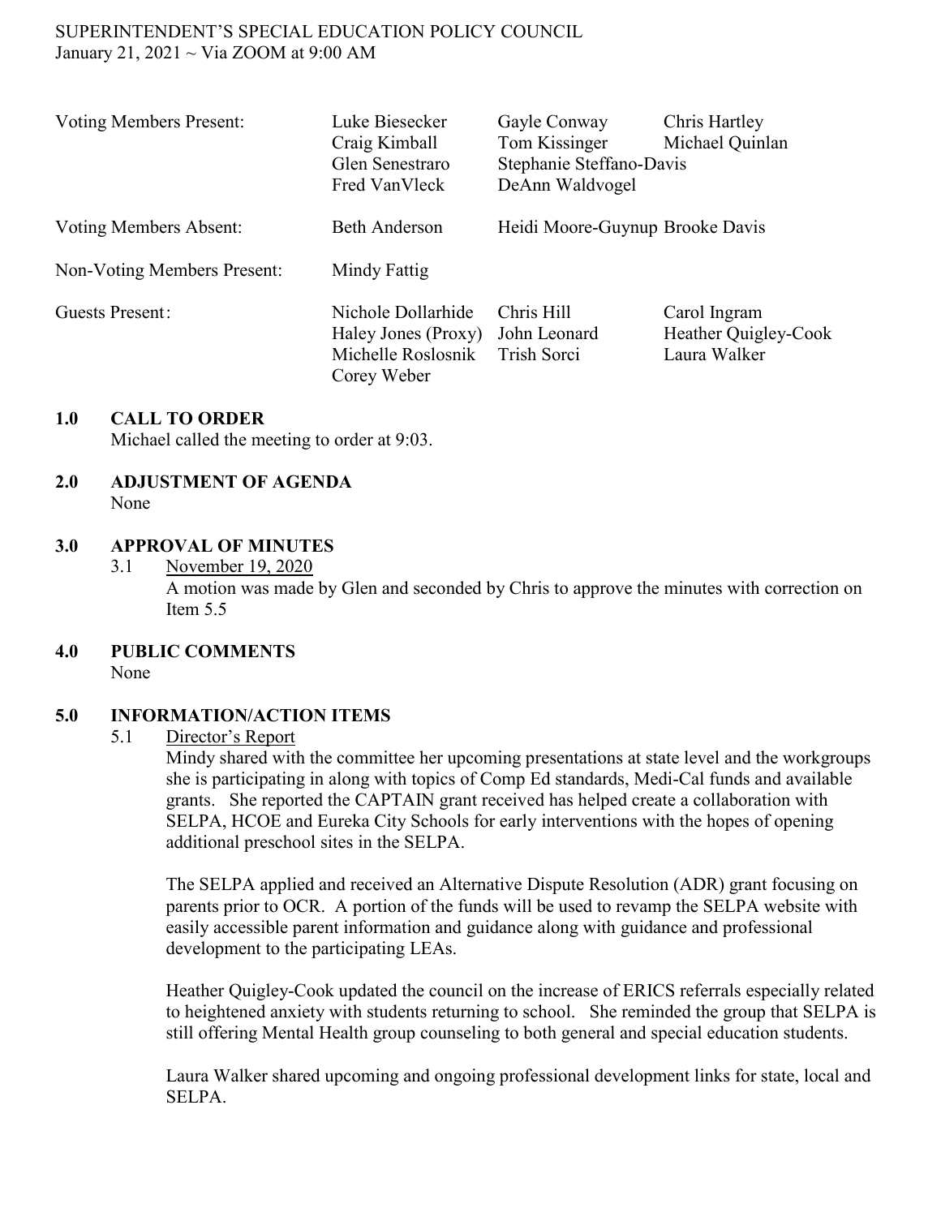SUPERINTENDENT'S SPECIAL EDUCATION POLICY COUNCIL
January 21, 2021 ~ Via ZOOM at 9:00 AM

| | | | |
|---|---|---|---|
| Voting Members Present: | Luke Biesecker | Gayle Conway | Chris Hartley |
| | Craig Kimball | Tom Kissinger | Michael Quinlan |
| | Glen Senestraro | Stephanie Steffano-Davis | |
| | Fred VanVleck | DeAnn Waldvogel | |
| Voting Members Absent: | Beth Anderson | Heidi Moore-Guynup | Brooke Davis |
| Non-Voting Members Present: | Mindy Fattig | | |
| Guests Present: | Nichole Dollarhide | Chris Hill | Carol Ingram |
| | Haley Jones (Proxy) | John Leonard | Heather Quigley-Cook |
| | Michelle Roslosnik | Trish Sorci | Laura Walker |
| | Corey Weber | | |

## 1.0 CALL TO ORDER

Michael called the meeting to order at 9:03.

## 2.0 ADJUSTMENT OF AGENDA

None

## 3.0 APPROVAL OF MINUTES

3.1 November 19, 2020

A motion was made by Glen and seconded by Chris to approve the minutes with correction on Item 5.5

## 4.0 PUBLIC COMMENTS

None

## 5.0 INFORMATION/ACTION ITEMS

5.1 Director's Report

Mindy shared with the committee her upcoming presentations at state level and the workgroups she is participating in along with topics of Comp Ed standards, Medi-Cal funds and available grants. She reported the CAPTAIN grant received has helped create a collaboration with SELPA, HCOE and Eureka City Schools for early interventions with the hopes of opening additional preschool sites in the SELPA.

The SELPA applied and received an Alternative Dispute Resolution (ADR) grant focusing on parents prior to OCR. A portion of the funds will be used to revamp the SELPA website with easily accessible parent information and guidance along with guidance and professional development to the participating LEAs.

Heather Quigley-Cook updated the council on the increase of ERICS referrals especially related to heightened anxiety with students returning to school. She reminded the group that SELPA is still offering Mental Health group counseling to both general and special education students.

Laura Walker shared upcoming and ongoing professional development links for state, local and SELPA.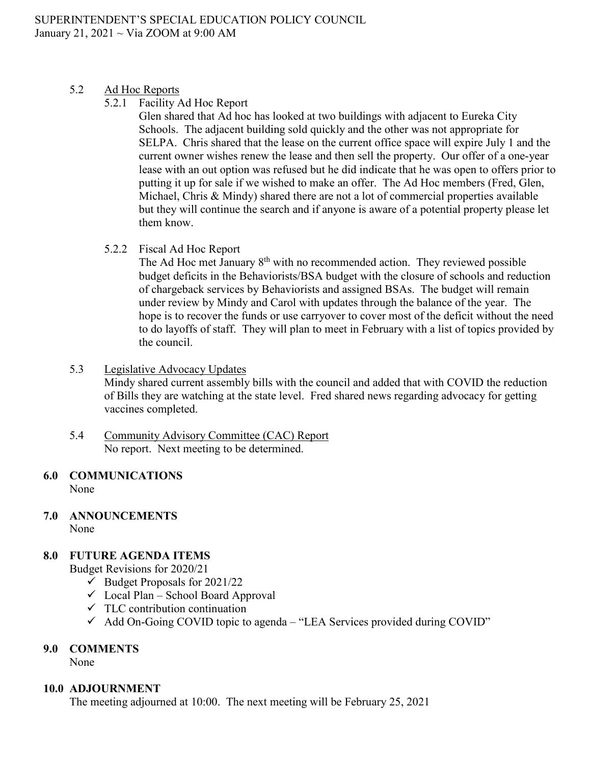5.2 Ad Hoc Reports

5.2.1 Facility Ad Hoc Report

Glen shared that Ad hoc has looked at two buildings with adjacent to Eureka City Schools. The adjacent building sold quickly and the other was not appropriate for SELPA. Chris shared that the lease on the current office space will expire July 1 and the current owner wishes renew the lease and then sell the property. Our offer of a one-year lease with an out option was refused but he did indicate that he was open to offers prior to putting it up for sale if we wished to make an offer. The Ad Hoc members (Fred, Glen, Michael, Chris & Mindy) shared there are not a lot of commercial properties available but they will continue the search and if anyone is aware of a potential property please let them know.

5.2.2 Fiscal Ad Hoc Report

The Ad Hoc met January 8th with no recommended action. They reviewed possible budget deficits in the Behaviorists/BSA budget with the closure of schools and reduction of chargeback services by Behaviorists and assigned BSAs. The budget will remain under review by Mindy and Carol with updates through the balance of the year. The hope is to recover the funds or use carryover to cover most of the deficit without the need to do layoffs of staff. They will plan to meet in February with a list of topics provided by the council.

5.3 Legislative Advocacy Updates

Mindy shared current assembly bills with the council and added that with COVID the reduction of Bills they are watching at the state level. Fred shared news regarding advocacy for getting vaccines completed.

5.4 Community Advisory Committee (CAC) Report

No report. Next meeting to be determined.

## 6.0 COMMUNICATIONS

None

## 7.0 ANNOUNCEMENTS

None

## 8.0 FUTURE AGENDA ITEMS

Budget Revisions for 2020/21

- ✓ Budget Proposals for 2021/22
- ✓ Local Plan – School Board Approval
- ✓ TLC contribution continuation
- ✓ Add On-Going COVID topic to agenda – "LEA Services provided during COVID"

## 9.0 COMMENTS

None

## 10.0 ADJOURNMENT

The meeting adjourned at 10:00. The next meeting will be February 25, 2021